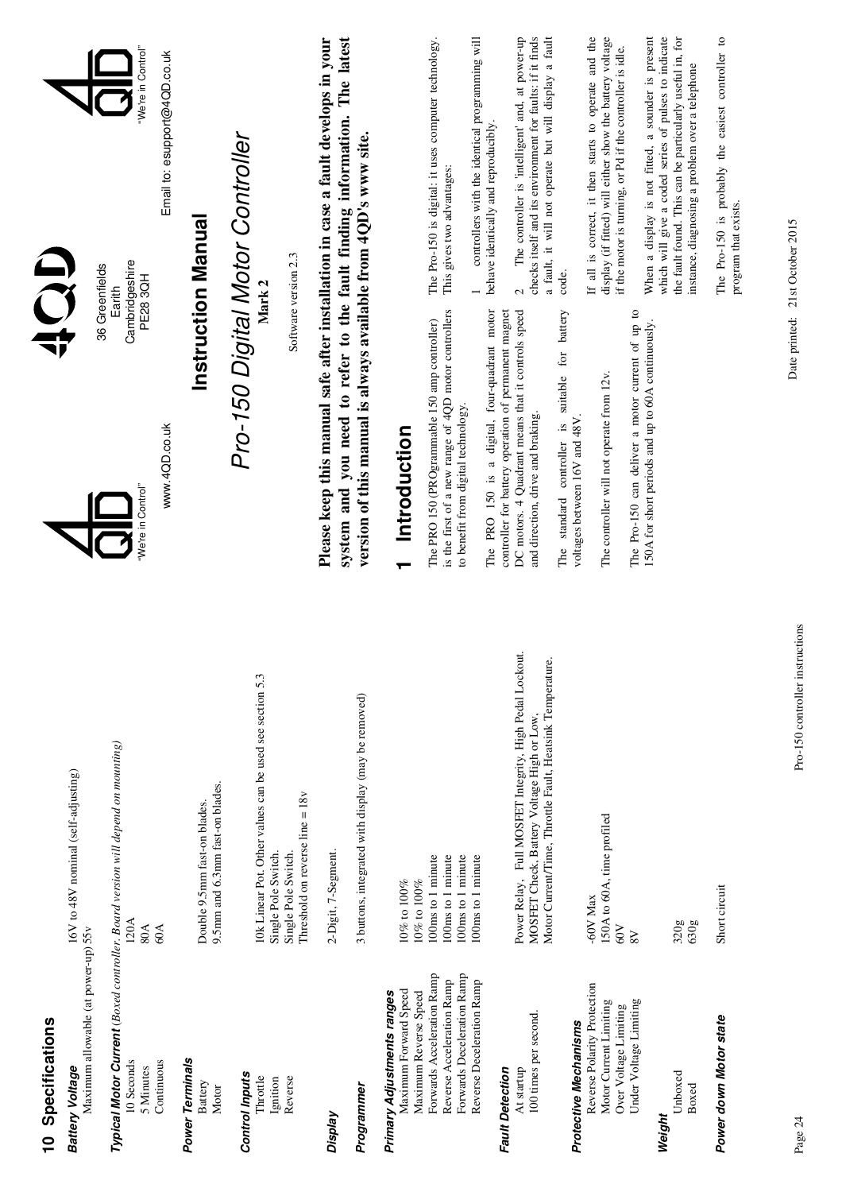## 10 Specifications

**Battery Voltage**

| | |
|---|---|
| Maximum allowable (at power-up) 55v | 16V to 48V nominal (self-adjusting) |

**Typical Motor Current** *(Boxed controller, Board version will depend on mounting)*

| | |
|---|---|
| 10 Seconds | 120A |
| 5 Minutes | 80A |
| Continuous | 60A |

**Power Terminals**

| | |
|---|---|
| Battery | Double 9.5mm fast-on blades. |
| Motor | 9.5mm and 6.3mm fast-on blades. |

**Control Inputs**

| | |
|---|---|
| Throttle | 10k Linear Pot. Other values can be used see section 5.3 |
| Ignition | Single Pole Switch. |
| Reverse | Single Pole Switch. |
| | Threshold on reverse line = 18v |

**Display** 2-Digit, 7-Segment.

**Programmer** 3 buttons, integrated with display (may be removed)

**Primary Adjustments ranges**

| | |
|---|---|
| Maximum Forward Speed | 10% to 100% |
| Maximum Reverse Speed | 10% to 100% |
| Forwards Acceleration Ramp | 100ms to 1 minute |
| Reverse Acceleration Ramp | 100ms to 1 minute |
| Forwards Deceleration Ramp | 100ms to 1 minute |
| Reverse Deceleration Ramp | 100ms to 1 minute |

**Fault Detection**

| | |
|---|---|
| At startup | Power Relay, Full MOSFET Integrity, High Pedal Lockout. |
| 100 times per second. | MOSFET Check, Battery Voltage High or Low, Motor Current/Time, Throttle Fault, Heatsink Temperature. |

**Protective Mechanisms**

| | |
|---|---|
| Reverse Polarity Protection | -60V Max |
| Motor Current Limiting | 150A to 60A, time profiled |
| Over Voltage Limiting | 60V |
| Under Voltage Limiting | 8V |

**Weight**

| | |
|---|---|
| Unboxed | 320g |
| Boxed | 630g |

**Power down Motor state** Short circuit

---

4QD

36 Greenfields
Earith
Cambridgeshire
PE28 3QH

"We're in Control"

www.4QD.co.uk

Email to: esupport@4QD.co.uk

# Instruction Manual

## *Pro-150 Digital Motor Controller*

**Mark 2**

Software version 2.3

**Please keep this manual safe after installation in case a fault develops in your system and you need to refer to the fault finding information. The latest version of this manual is always available from 4QD's www site.**

## 1 Introduction

The PRO 150 (PROgrammable 150 amp controller) is the first of a new range of 4QD motor controllers to benefit from digital technology.

The PRO 150 is a digital, four-quadrant motor controller for battery operation of permanent magnet DC motors. 4 Quadrant means that it controls speed and direction, drive and braking.

The standard controller is suitable for battery voltages between 16V and 48V.

The controller will not operate from 12v.

The Pro-150 can deliver a motor current of up to 150A for short periods and up to 60A continuously.

The Pro-150 is digital: it uses computer technology. This gives two advantages:

1 controllers with the identical programming will behave identically and reproducibly.

2 The controller is 'intelligent' and, at power-up checks itself and its environment for faults: if it finds a fault, it will not operate but will display a fault code.

If all is correct, it then starts to operate and the display (if fitted) will either show the battery voltage if the motor is turning, or Pd if the controller is idle.

When a display is not fitted, a sounder is present which will give a coded series of pulses to indicate the fault found. This can be particularly useful in, for instance, diagnosing a problem over a telephone

The Pro-150 is probably the easiest controller to program that exists.

Date printed: 21st October 2015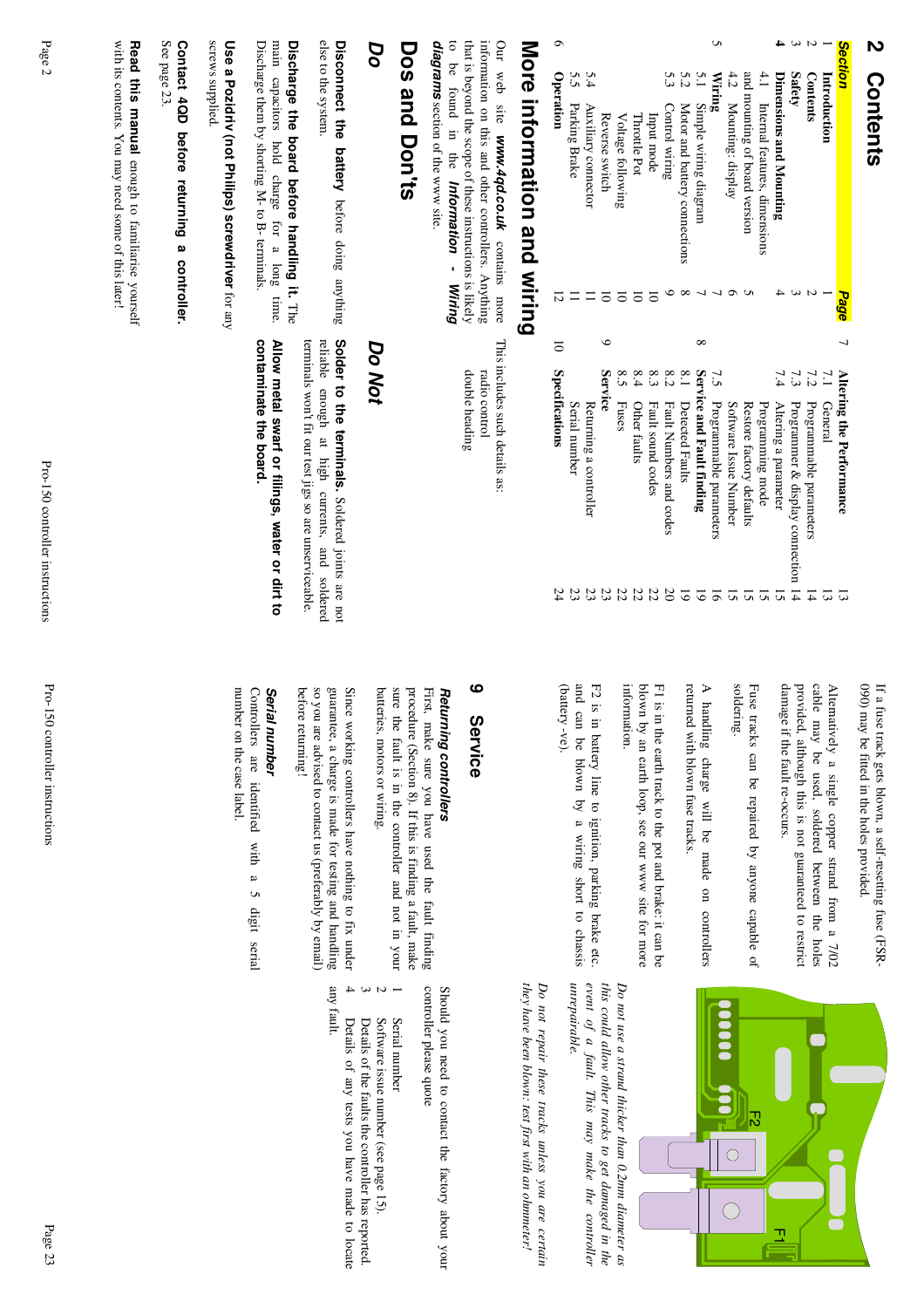# 2 Contents

| Section | | Page |
|---|---|---|
| 1 | Introduction | 1 |
| 2 | Contents | 2 |
| 3 | Safety | 3 |
| 4 | Dimensions and Mounting | 4 |
| | 4.1 Internal features, dimensions and mounting of board version | 5 |
| | 4.2 Mounting: display | 6 |
| 5 | Wiring | 7 |
| | 5.1 Simple wiring diagram | 7 |
| | 5.2 Motor and battery connections | 8 |
| | 5.3 Control wiring | 9 |
| | Input mode | 10 |
| | Throttle Pot | 10 |
| | Voltage following | 10 |
| | Reverse switch | 10 |
| | 5.4 Auxiliary connector | 11 |
| | 5.5 Parking Brake | 11 |
| 6 | Operation | 12 |
| 7 | Altering the Performance | 13 |
| | 7.1 General | 13 |
| | 7.2 Programmable parameters | 14 |
| | 7.3 Programmer & display connection | 14 |
| | 7.4 Altering a parameter | 15 |
| | Programming mode | 15 |
| | Restore factory defaults | 15 |
| | Software Issue Number | 15 |
| | 7.5 Programmable parameters | 16 |
| 8 | Service and Fault finding | 19 |
| | 8.1 Detected Faults | 19 |
| | 8.2 Fault Numbers and codes | 20 |
| | 8.3 Fault sound codes | 22 |
| | 8.4 Other faults | 22 |
| | 8.5 Fuses | 22 |
| 9 | Service | 23 |
| | Returning a controller | 23 |
| | Serial number | 23 |
| 10 | Specifications | 24 |

# More information and wiring

Our web site ***www.4qd.co.uk*** contains more information on this and other controllers. Anything that is beyond the scope of these instructions is likely to be found in the ***Information - Wiring diagrams*** section of the www site.

This includes such details as:

radio control
double heading

# Dos and Don'ts

## *Do*

**Disconnect the battery** before doing anything else to the system.

**Discharge the board before handling it.** The main capacitors hold charge for a long time. Discharge them by shorting M- to B- terminals.

**Use a Pozidriv (not Philips) screwdriver** for any screws supplied.

**Contact 4QD before returning a controller.** See page 23.

**Read this manual** enough to familiarise yourself with its contents. You may need some of this later!

## *Do Not*

**Solder to the terminals.** Soldered joints are not reliable enough at high currents, and soldered terminals won't fit our test jigs so are unserviceable.

**Allow metal swarf or filings, water or dirt to contaminate the board.**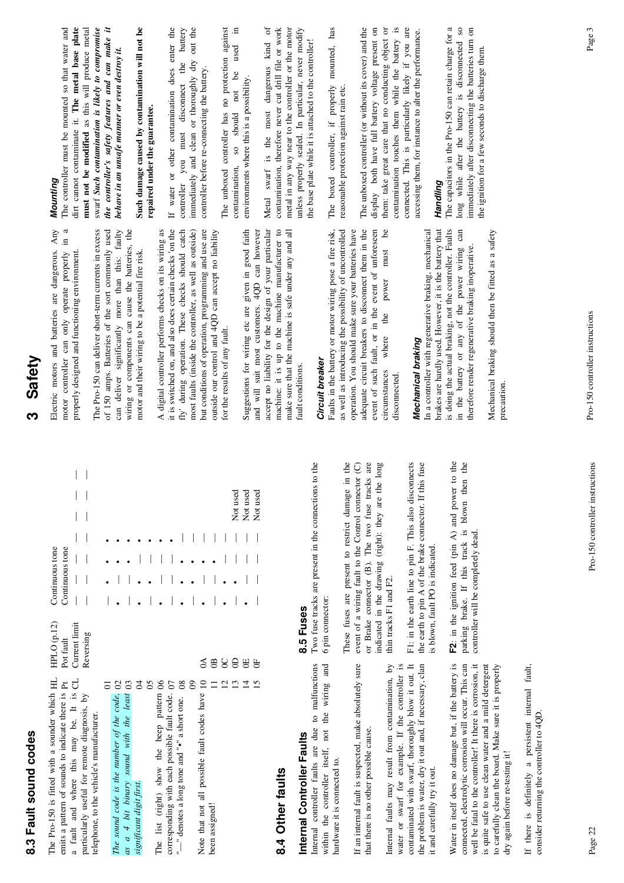## 8.3 Fault sound codes

The Pro-150 is fitted with a sounder which emits a pattern of sounds to indicate there is a fault and where this may be. It is particularly useful for remote diagnosis, by telephone, to the vehicle's manufacturer.

*The sound code is the number of the code, as a 4 bit binary sound with the least significant digit first.*

The list (right) show the beep pattern corresponding with each possible fault code. "—" denotes a long tone and "•" a short one.

Note that not all possible fault codes have been assigned!

| Code | | Fault | Pattern |
|---|---|---|---|
| HL | | HPLO (p.12) | Continuous tone |
| Pt | | Pot fault | Continuous tone |
| CL | | Current limit | — — — — |
| | | Reversing | — — — — |
| 01 | | | • — — — |
| 02 | | | — • — — |
| 03 | | | • • — — |
| 04 | | | — — • — |
| 05 | | | • — • — |
| 06 | | | — • • — |
| 07 | | | • • • — |
| 08 | | | — — — • |
| 09 | | | • — — • |
| 10 | 0A | | — • — • |
| 11 | 0B | | • • — • |
| 12 | 0C | | — — • • |
| 13 | 0D | Not used | • — • • |
| 14 | 0E | Not used | — • • • |
| 15 | 0F | Not used | • • • • |

## 8.4 Other faults

### Internal Controller Faults

Internal controller faults are due to malfunctions within the controller itself, not the wiring and hardware it is connected to.

If an internal fault is suspected, make absolutely sure that there is no other possible cause.

Internal faults may result from contamination, by water or swarf for example. If the controller is contaminated with swarf, thoroughly blow it out. If the problem is water, dry it out and, if necessary, clan it and carefully try it out.

Water in itself does no damage but, if the battery is connected, electrolytic corrosion will occur. This can well be fatal to the controller! It there is corrosion, it is quite safe to use clean water and a mild detergent to carefully clean the board. Make sure it is properly dry again before re-testing it!

If there is definitely a persistent internal fault, consider returning the controller to 4QD.

## 8.5 Fuses

Two fuse tracks are present in the connections to the 6 pin connector:

These fuses are present to restrict damage in the event of a wiring fault to the Control connector (C) or Brake connector (B). The two fuse tracks are indicated in the drawing (right): they are the long thin tracks F1 and F2.

F1: in the earth line to pin F. This also disconnects the earth to pin A of the brake connector. If this fuse is blown, fault PO is indicated.

**F2**: in the ignition feed (pin A) and power to the parking brake. If this track is blown then the controller will be completely dead.

# 3 Safety

Electric motors and batteries are dangerous. Any motor controller can only operate properly in a properly designed and functioning environment.

The Pro-150 can deliver short-term currents in excess of 150 amps. Batteries of the sort commonly used can deliver significantly more than this: faulty wiring or components can cause the batteries, the motor and their wiring to be a potential fire risk.

A digital controller performs checks on its wiring as it is switched on, and also does certain checks 'on the fly' during operation. These checks should catch most faults (inside the controller, as well as outside) but conditions of operation, programming and use are outside our control and 4QD can accept no liability for the results of any fault.

Suggestions for wiring etc are given in good faith and will suit most customers. 4QD can however accept no liability for the design of your particular machine: it is up to the machine manufacturer to make sure that the machine is safe under any and all fault conditions.

### Circuit breaker

Faults in the battery or motor wiring pose a fire risk, as well as introducing the possibility of uncontrolled operation. You should make sure your batteries have adequate circuit breakers to disconnect them in the event of such fault, or in the event of unforeseen circumstances where the power must be disconnected.

### Mechanical braking

In a controller with regenerative braking, mechanical brakes are hardly used. However, it is the battery that is doing the actual braking, not the controller. Faults in the battery or any of the power wiring can therefore render regenerative braking inoperative.

Mechanical braking should then be fitted as a safety precaution.

### Mounting

The controller must be mounted so that water and dirt cannot contaminate it. **The metal base plate must not be modified** as this will produce metal swarf ***Such contamination is likely to compromise the controller's safety features and can make it behave in an unsafe manner or even destroy it.***

**Such damage caused by contamination will not be repaired under the guarantee.**

If water or other contamination does enter the controller you must disconnect the battery immediately and clean or thoroughly dry out the controller before re-connecting the battery.

The unboxed controller has no protection against contamination, so should not be used in environments where this is a possibility.

Metal swarf is the most dangerous kind of contamination, therefore never cut drill file or work metal in any way near to the controller or the motor unless properly sealed. In particular, never modify the base plate while it is attached to the controller!

The boxed controller, if properly mounted, has reasonable protection against rain etc.

The unboxed controller (or without its cover) and the display both have full battery voltage present on them: take great care that no conducting object or contamination touches them while the battery is connected. This is particularly likely if you are accessing them, for instance to alter the performance.

### Handling

The capacitors in the Pro-150 can retain charge for a long while after the battery is disconnected so immediately after disconnecting the batteries turn on the ignition for a few seconds to discharge them.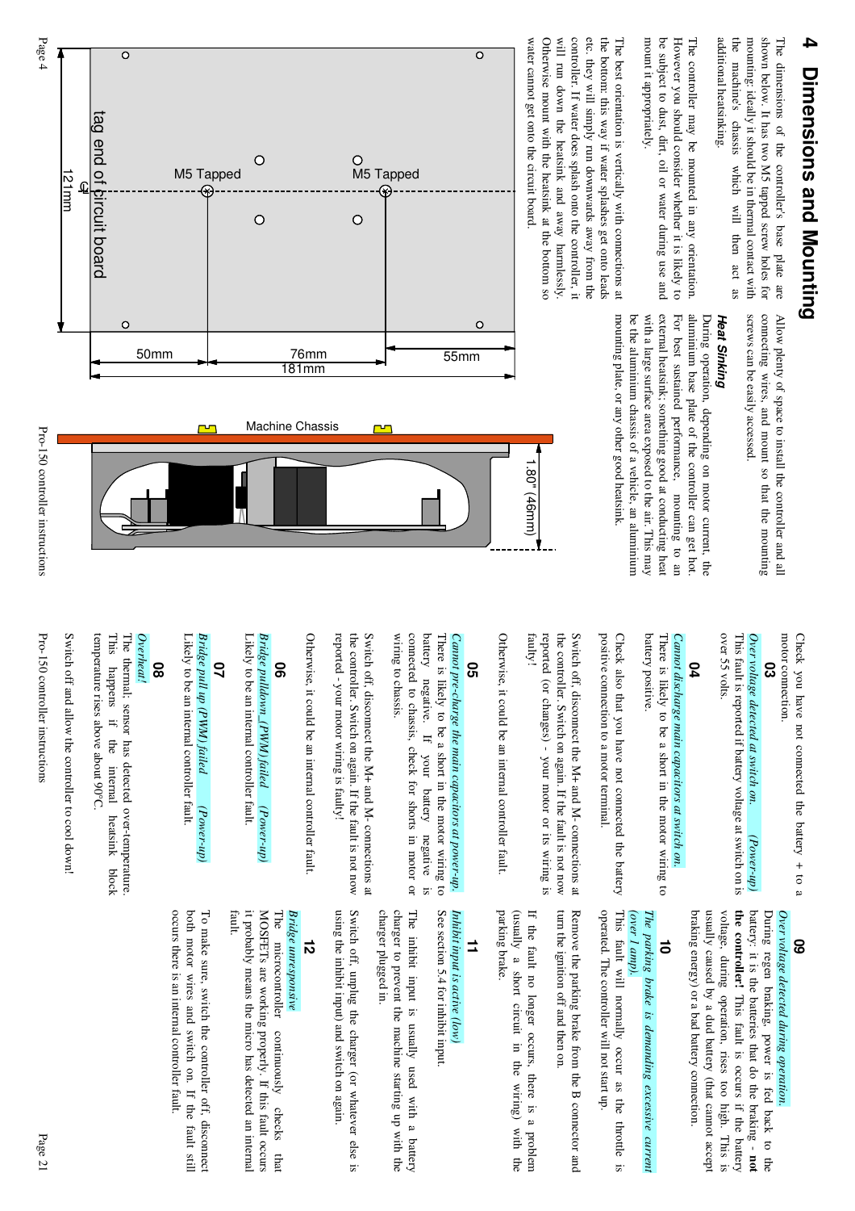# 4 Dimensions and Mounting

The dimensions of the controller's base plate are shown below. It has two M5 tapped screw holes for mounting: ideally it should be in thermal contact with the machine's chassis which will then act as additional heatsinking.

The controller may be mounted in any orientation. However you should consider whether it is likely to be subject to dust, dirt, oil or water during use and mount it appropriately.

The best orientation is vertically with connections at the bottom: this way if water splashes get onto leads etc. they will simply run downwards away from the controller. If water does splash onto the controller, it will run down the heatsink and away harmlessly. Otherwise mount with the heatsink at the bottom so water cannot get onto the circuit board.

Allow plenty of space to install the controller and all connecting wires, and mount so that the mounting screws can be easily accessed.

### Heat Sinking

During operation, depending on motor current, the aluminium base plate of the controller can get hot. For best sustained performance, mounting to an external heatsink: something good at conducting heat with a large surface area exposed to the air. This may be the aluminium chassis of a vehicle, an aluminium mounting plate, or any other good heatsink.

M5 Tapped M5 Tapped

tag end of circuit board

121mm

50mm 76mm 55mm

181mm

Machine Chassis

1.80" (46mm)

Check you have not connected the battery + to a motor connection.

### 03

*Over voltage detected at switch on. (Power-up)*

This fault is reported if battery voltage at switch on is over 55 volts.

### 04

*Cannot discharge main capacitors at switch on.*

There is likely to be a short in the motor wiring to battery positive.

Check also that you have not connected the battery positive connection to a motor terminal.

Switch off, disconnect the M+ and M- connections at the controller. Switch on again. If the fault is not now reported (or changes) - your motor or its wiring is faulty!

Otherwise, it could be an internal controller fault.

### 05

*Cannot pre-charge the main capacitors at power-up.*

There is likely to be a short in the motor wiring to battery negative. If your battery negative is connected to chassis, check for shorts in motor or wiring to chassis.

Switch off, disconnect the M+ and M- connections at the controller. Switch on again. If the fault is not now reported - your motor wiring is faulty!

Otherwise, it could be an internal controller fault.

### 06

*Bridge pulldown (PWM) failed (Power-up)*

Likely to be an internal controller fault.

### 07

*Bridge pull up (PWM) failed (Power-up)*

Likely to be an internal controller fault.

### 08

*Overheat!*

The thermal sensor has detected over-temperature. This happens if the internal heatsink block temperature rises above about 90°C.

Switch off and allow the controller to cool down!

### 09

*Over voltage detected during operation.*

During regen braking, power is fed back to the battery: it is the batteries that do the braking - **not the controller!** This fault is occurs if the battery voltage, during operation, rises too high. This is usually caused by a dud battery (that cannot accept braking energy) or a bad battery connection.

### 10

*The parking brake is demanding excessive current (over 1 amp).*

This fault will normally occur as the throttle is operated. The controller will not start up.

Remove the parking brake from the B connector and turn the ignition off and then on.

If the fault no longer occurs, there is a problem (usually a short circuit in the wiring) with the parking brake.

### 11

*Inhibit input is active (low)*

See section 5.4 for inhibit input.

The inhibit input is usually used with a battery charger to prevent the machine starting up with the charger plugged in.

Switch off, unplug the charger (or whatever else is using the inhibit input) and switch on again.

### 12

*Bridge unresponsive*

The microcontroller continuously checks that MOSFETs are working properly. If this fault occurs it probably means the micro has detected an internal fault.

To make sure, switch the controller off, disconnect both motor wires and switch on. If the fault still occurs there is an internal controller fault.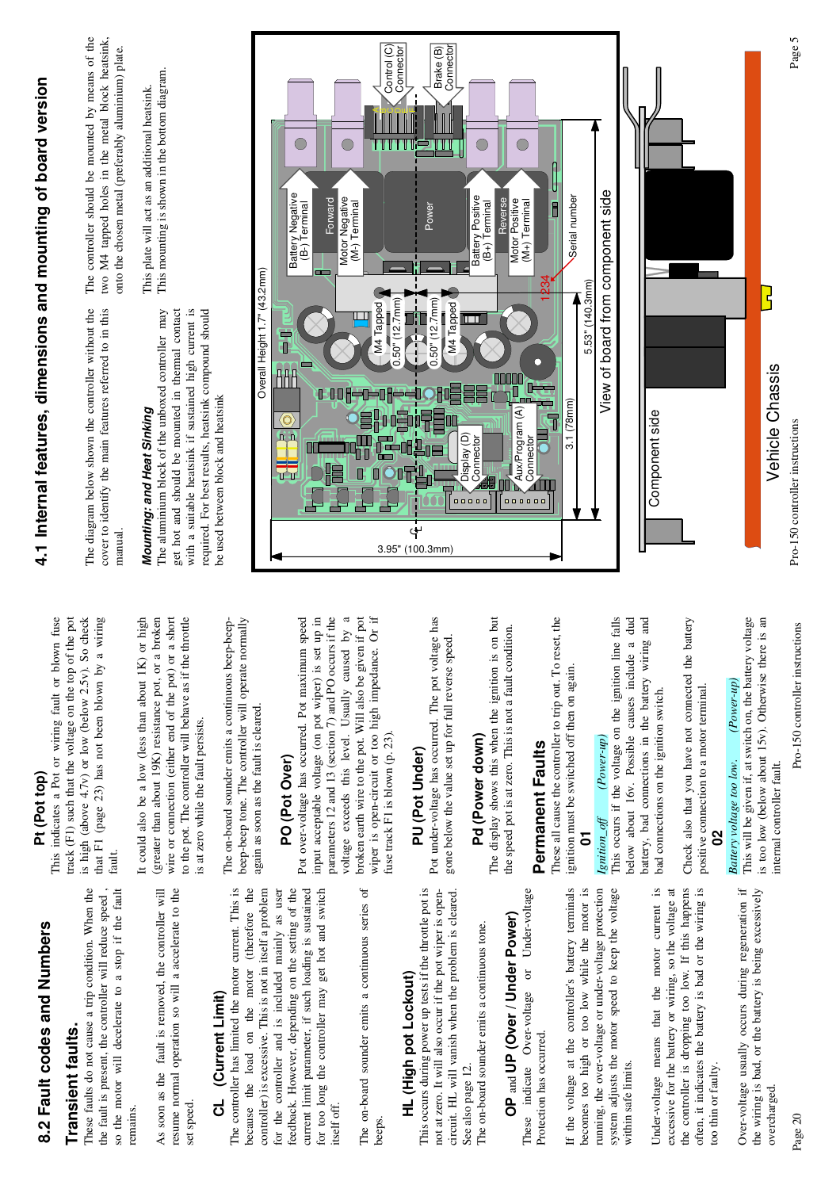# 8.2 Fault codes and Numbers

## Transient faults.

These faults do not cause a trip condition. When the the fault is present, the controller will reduce speed, so the motor will decelerate to a stop if the fault remains.

As soon as the fault is removed, the controller will resume normal operation so will a accelerate to the set speed.

### CL (Current Limit)

The controller has limited the motor current. This is because the load on the motor (therefore the controller) is excessive. This is not in itself a problem for the controller and is included mainly as user feedback. However, depending on the setting of the current limit parameter, if such loading is sustained for too long the controller may get hot and switch itself off.

The on-board sounder emits a continuous series of beeps.

### HL (High pot Lockout)

This occurs during power up tests if the throttle pot is not at zero. It will also occur if the pot wiper is open-circuit. HL will vanish when the problem is cleared. See also page 12.

The on-board sounder emits a continuous tone.

### OP and UP (Over / Under Power)

These indicate Over-voltage or Under-voltage Protection has occurred.

If the voltage at the controller's battery terminals becomes too high or too low while the motor is running, the over-voltage or under-voltage protection system adjusts the motor speed to keep the voltage within safe limits.

Under-voltage means that the motor current is excessive for the battery or wiring, so the voltage at the controller is dropping too low. If this happens often, it indicates the battery is bad or the wiring is too thin or faulty.

Over-voltage usually occurs during regeneration if the wiring is bad, or the battery is being excessively overcharged.

### Pt (Pot top)

This indicates a Pot or wiring fault or blown fuse track (F1) such that the voltage on the top of the pot is high (above 4.7v) or low (below 2.5v). So check that F1 (page 23) has not been blown by a wiring fault.

It could also be a low (less than about 1K) or high (greater than about 19K) resistance pot, or a broken wire or connection (either end of the pot) or a short to the pot. The controller will behave as if the throttle is at zero while the fault persists.

The on-board sounder emits a continuous beep-beep-beep-beep tone. The controller will operate normally again as soon as the fault is cleared.

### PO (Pot Over)

Pot over-voltage has occurred. Pot maximum speed input acceptable voltage (on pot wiper) is set up in parameters 12 and 13 (section 7) and PO occurs if the voltage exceeds this level. Usually caused by a broken earth wire to the pot. Will also be given if pot wiper is open-circuit or too high impedance. Or if fuse track F1 is blown (p. 23).

### PU (Pot Under)

Pot under-voltage has occurred. The pot voltage has gone below the value set up for full reverse speed.

### Pd (Power down)

The display shows this when the ignition is on but the speed pot is at zero. This is not a fault condition.

## Permanent Faults

These all cause the controller to trip out. To reset, the ignition must be switched off then on again.

### 01

*Ignition_off (Power-up)*

This occurs if the voltage on the ignition line falls below about 16v. Possible causes include a dud battery, bad connections in the battery wiring and bad connections on the ignition switch.

Check also that you have not connected the battery positive connection to a motor terminal.

### 02

*Battery voltage too low. (Power-up)*

This will be given if, at switch on, the battery voltage is too low (below about 15v). Otherwise there is an internal controller fault.

# 4.1 Internal features, dimensions and mounting of board version

The diagram below shown the controller without the cover to identify the main features referred to in this manual.

#### *Mounting: and Heat Sinking*

The aluminium block of the unboxed controller may get hot and should be mounted in thermal contact with a suitable heatsink if sustained high current is required. For best results, heatsink compound should be used between block and heatsink

The controller should be mounted by means of the two M4 tapped holes in the metal block heatsink, onto the chosen metal (preferably aluminium) plate.

This plate will act as an additional heatsink. This mounting is shown in the bottom diagram.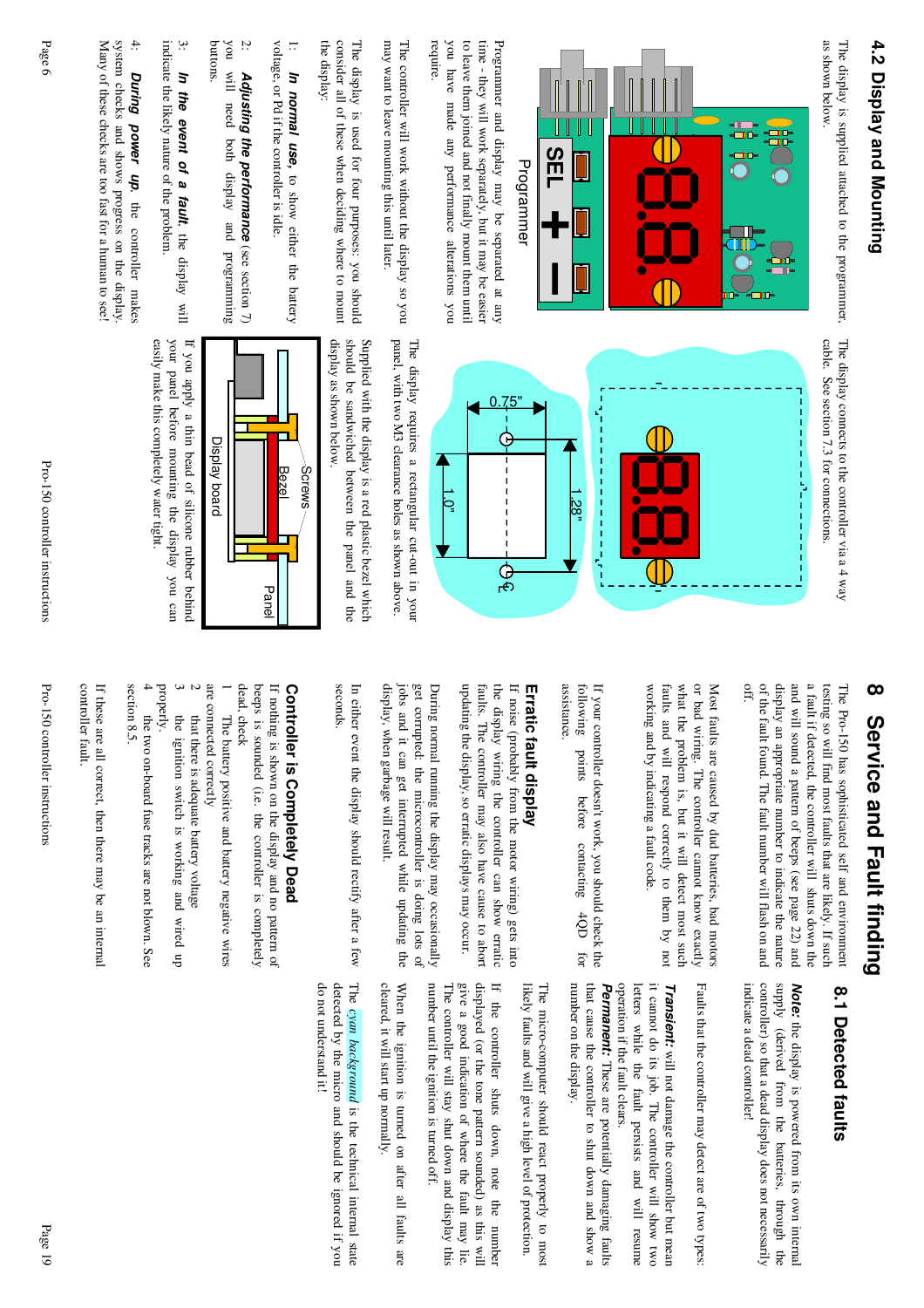## 4.2 Display and Mounting

The display is supplied attached to the programmer, as shown below.

Programmer

Programmer and display may be separated at any time - they will work separately, but it may be easier to leave them joined and not finally mount them until you have made any performance alterations you require.

The controller will work without the display so you may want to leave mounting this until later.

The display is used for four purposes; you should consider all of these when deciding where to mount the display:

1: ***In normal use,*** to show either the battery voltage, or Pd if the controller is idle.

2: ***Adjusting the performance*** (see section 7) you will need both display and programming buttons.

3: ***In the event of a fault,*** the display will indicate the likely nature of the problem.

4: ***During power up,*** the controller makes system checks and shows progress on the display. Many of these checks are too fast for a human to see!

The display connects to the controller via a 4 way cable. See section 7.3 for connections.

The display requires a rectangular cut-out in your panel, with two M3 clearance holes as shown above.

Supplied with the display is a red plastic bezel which should be sandwiched between the panel and the display as shown below.

If you apply a thin bead of silicone rubber behind your panel before mounting the display you can easily make this completely water tight.

# 8 Service and Fault finding

The Pro-150 has sophisticated self and environment testing so will find most faults that are likely. If such a fault if detected, the controller will shuts down the display an appropriate number to indicate the nature and will sound a pattern of beeps (see page 22) and of the fault found. The fault number will flash on and off.

Most faults are caused by dud batteries, bad motors or bad wiring. The controller cannot know exactly what the problem is, but it will detect most such faults and will respond correctly to them by not working and by indicating a fault code.

If your controller doesn't work, you should check the following points before contacting 4QD for assistance.

### Erratic fault display

If noise (probably from the motor wiring) gets into the display wiring the controller can show erratic faults. The controller may also have cause to abort updating the display, so erratic displays may occur.

During normal running the display may occasionally get corrupted: the microcontroller is doing lots of jobs and it can get interrupted while updating the display, when garbage will result.

In either event the display should rectify after a few seconds.

### Controller is Completely Dead

If nothing is shown on the display and no pattern of beeps is sounded (i.e. the controller is completely dead, check

1. The battery positive and battery negative wires are connected correctly
2. that there is adequate battery voltage
3. the ignition switch is working and wired up properly.
4. the two on-board fuse tracks are not blown. See section 8.5.

If these are all correct, then there may be an internal controller fault.

## 8.1 Detected faults

***Note:*** the display is powered from its own internal supply (derived from the batteries, through the controller) so that a dead display does not necessarily indicate a dead controller!

Faults that the controller may detect are of two types:

***Transient:*** will not damage the controller but mean it cannot do its job. The controller will show two letters while the fault persists and will resume operation if the fault clears.

***Permanent:*** These are potentially damaging faults that cause the controller to shut down and show a number on the display.

The micro-computer should react properly to most likely faults and will give a high level of protection.

If the controller shuts down, note the number displayed (or the tone pattern sounded) as this will give a good indication of where the fault may lie. The controller will stay shut down and display this number until the ignition is turned off.

When the ignition is turned on after all faults are cleared, it will start up normally.

The cyan background is the technical internal state detected by the micro and should be ignored if you do not understand it!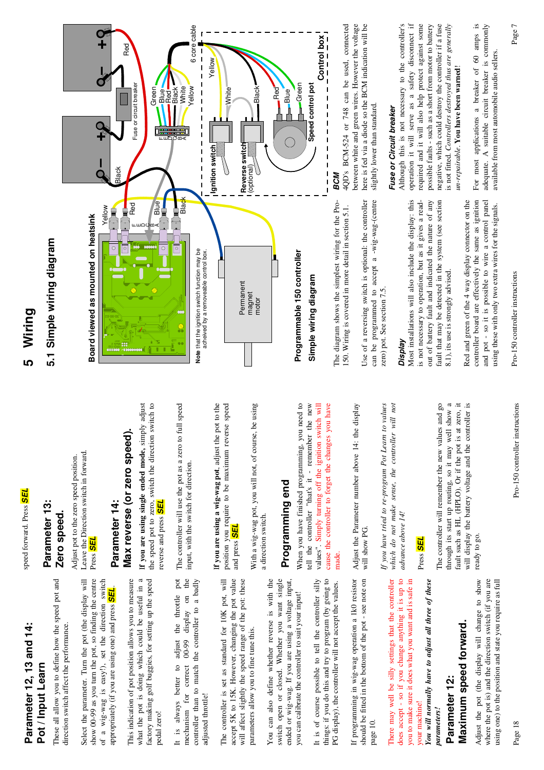# Parameter 12, 13 and 14:
## Pot / Input Learn

These all allow you to define how the speed pot and direction switch affect the performance.

Select the parameter. Turn the pot (the display will show 00-99 as you turn the pot, so finding the centre of a wig-wag is easy!), set the direction switch appropriately (if you are using one) and press ***SEL***.

This indication of pot position allows you to measure what the pot is doing which could be useful in a factory making golf buggies, for setting up the speed pedal zero!

It is always better to adjust the throttle pot mechanism for correct 00-99 display on the controller than to match the controller to a badly adjusted throttle!

The controller is set as standard for 10K pot, will accept 5K to 15K. However, changing the pot value will affect slightly the speed range of the pot: these parameters allow you to fine tune this.

You can also define whether reverse is with the switch open or closed. Whether you want single ended or wig-wag. If you are using a voltage input, you can calibrate the controller to suit your input!

It is of course possible to tell the controller silly things: if you do this and try to program (by going to PG display), the controller will not accept the values.

If programming in wig-wag operation a 1K0 resistor should be fitted in the bottom of the pot - see note on page 10.

There may well be silly settings that the controller does accept - so if you change anything it is up to you to make sure it does what you want and is safe in your machine!

***You will normally have to adjust all three of these parameters!***

## Parameter 12:
## Maximum speed forward.

Adjust the pot (the display will change to show where the pot is) and the direction switch (if you are using one) to the position and state you require as full speed forward. Press ***SEL***

## Parameter 13:
## Zero speed.

Adjust pot to the zero speed position.
Leave the Direction switch in forward.
Press ***SEL***

## Parameter 14:
## Max reverse (or zero speed).

**If you are using single ended mode,** simply adjust the speed pot to zero, switch the direction switch to reverse and press ***SEL***

The controller will use the pot as a zero to full speed input, with the switch for direction.

**If you are using a wig-wag pot**, adjust the pot to the position you require to be maximum reverse speed and press ***SEL***

With a wig-wag pot, you will not, of course, be using a direction switch.

## Programming end

When you have finished programming, you need to tell the controller "that's it - remember the new values". Simply turning off the ignition switch will cause the controller to forget the changes you have made.

Adjust the Parameter number above 14: the display will show PG.

*If you have tried to re-program Pot Learn to values which do not make sense, the controller will not advance above 14!*

Press ***SEL***

The controller will remember the new values and go through its start up routing, so it may well show a fault such as HL (HPLO). Or if the pot is at zero, it will display the battery voltage and the controller is ready to go.

# 5 Wiring

## 5.1 Simple wiring diagram

Board viewed as mounted on heatsink

Note that the ignition switch function may be acheived by a removeable control box.

Permanent magnet motor

Programmable 150 controller
Simple wiring diagram

Yellow, Red, F E D C B A, Blue, Black, Black, Red, Fuse or circuit breaker, Green, Blue, Red, Black, White, Yellow, 6 core cable, Ignition switch, Reverse switch (optional), Speed control pot, Control box, Yellow, White, Black, Red, Blue, Green

The diagram shows the simplest wiring for the Pro-150. Wiring is covered in more detail in section 5.1.

Use of a reversing switch is optional: the controller can be programmed to accept a -wig-wag-(centre zero) pot. See section 7.5.

### *Display*

Most installations will also include the display: this is not necessary to operation, but as it gives a read-out of battery fault and indicated the nature of any fault that may be detected in the system (see section 8.1), its use is strongly advised.

Red and green of the 4 way display connector on the controller board are effectively the same as ignition and pot - so it is possible to wire a control panel using these with only two extra wires for the signals.

### *BCM*

4QD's BCM-524 or 748 can be used, connected between white and green wires. However the voltage here is fed via a diode so the BCM indication will be slightly lower than standard.

### *Fuse or Circuit breaker*

Although this is not necessary to the controller's operation it will serve as a safety disconnect if required and it will also help protect against some possible faults - such as a short from motor to battery negative, which could destroy the controller if a fuse is not fitted. *Controllers destroyed thus are generally un-repairable.* **You have been warned!**

For most applications a breaker of 60 amps is adequate. A suitable circuit breaker is commonly available from most automobile audio sellers.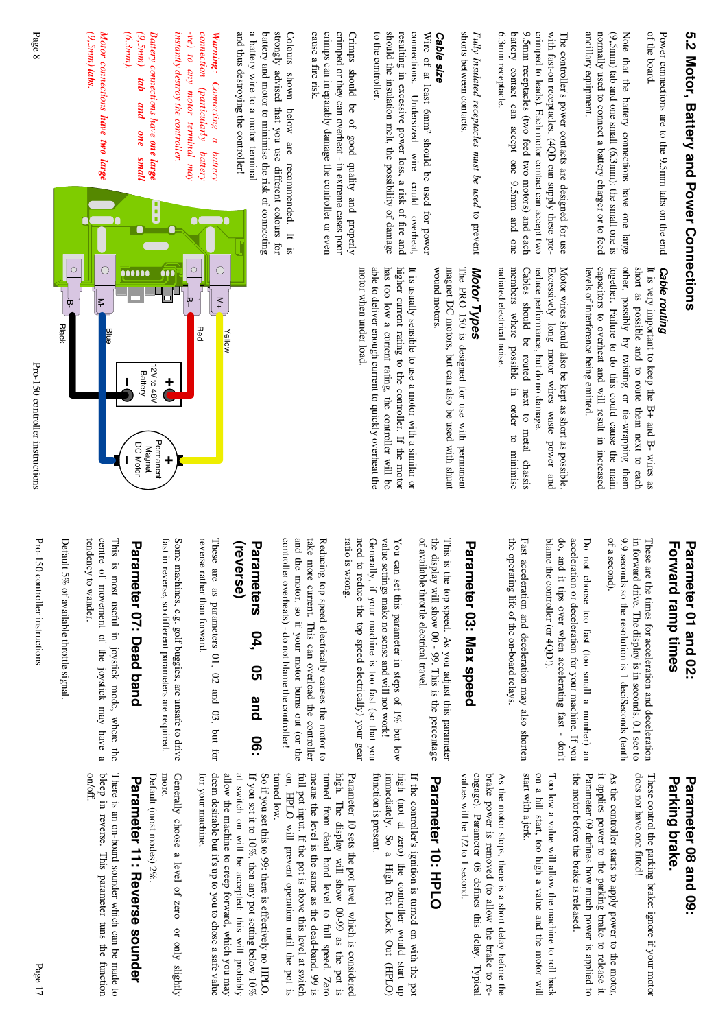## 5.2 Motor, Battery and Power Connections

Power connections are to the 9.5mm tabs on the end of the board.

Note that the battery connections have one large (9.5mm) tab and one small (6.3mm): the small one is normally used to connect a battery charger or to feed ancillary equipment.

The controller's power contacts are designed for use with fast-on receptacles, (4QD can supply these pre-crimped to leads). Each motor contact can accept two 9.5mm receptacles (two feed two motors) and each battery contact can accept one 9.5mm and one 6.3mm receptacle.

*Fully Insulated receptacles must be used* to prevent shorts between contacts.

### Cable size

Wire of at least 6mm² should be used for power connections. Undersized wire could overheat, resulting in excessive power loss, a risk of fire and should the insulation melt, the possibility of damage to the controller.

Crimps should be of good quality and properly crimped or they can overheat - in extreme cases poor crimps can irreparably damage the controller or even cause a fire risk.

Colours shown below are recommended. It is strongly advised that you use different colours for battery and motor to minimise the risk of connecting a battery wire to a motor terminal and thus destroying the controller!

*Warning: Connecting a battery connection (particularly battery -ve) to any motor terminal may instantly destroy the controller.*

*Battery connections have **one large (9,5mm) tab and one small (6.3mm).***

*Motor connections **have two large (9.5mm) tabs.***

M+ Yellow
B+ Red
M- Blue
B- Black
12V to 48V Battery
Permanent Magnet DC Motor

### Cable routing

It is very important to keep the B+ and B- wires as short as possible and to route them next to each other, possibly by twisting or tie-wrapping them together. Failure to do this could cause the main capacitors to overheat and will result in increased levels of interference being emitted.

Motor wires should also be kept as short as possible. Excessively long motor wires waste power and reduce performance, but do no damage.

Cables should be routed next to metal chassis members where possible in order to minimise radiated electrical noise.

### Motor Types

The PRO 150 is designed for use with permanent magnet DC motors, but can also be used with shunt wound motors.

It is usually sensible to use a motor with a similar or higher current rating to the controller. If the motor has too low a current rating, the controller will be able to deliver enough current to quickly overheat the motor when under load.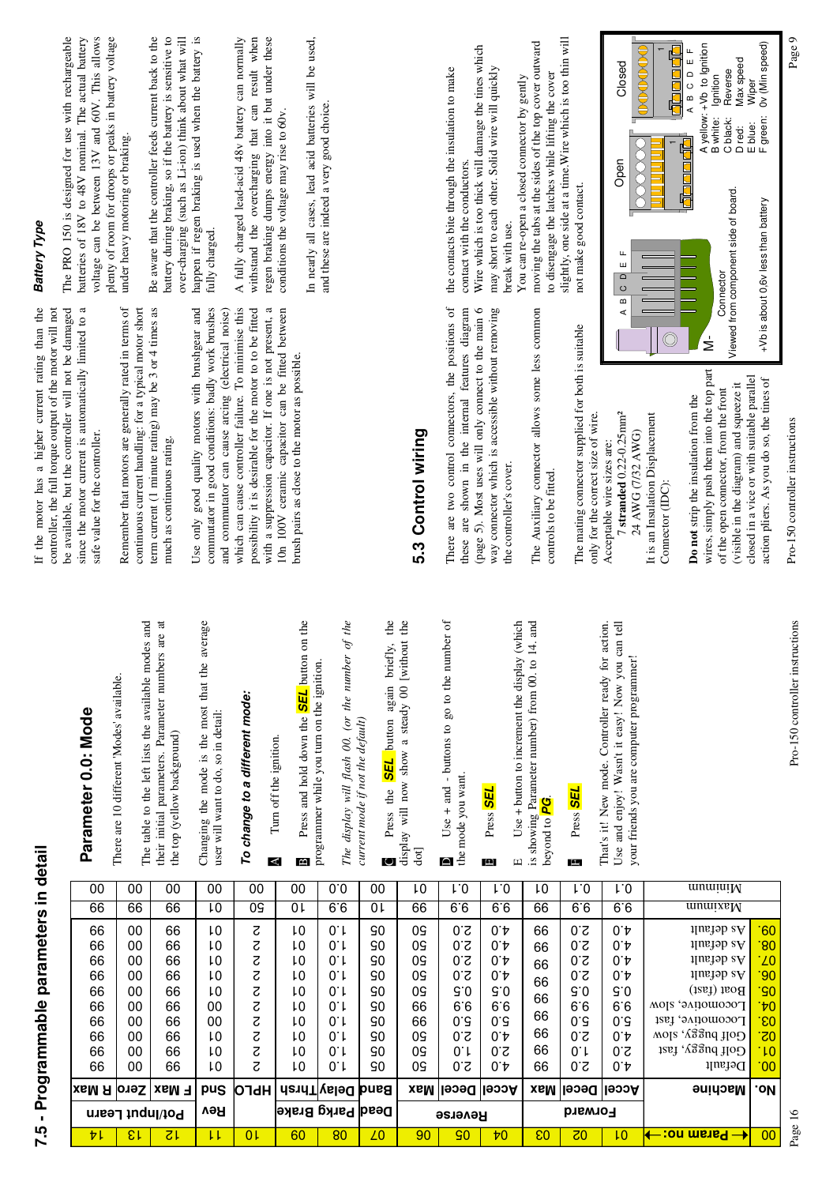## 7.5 - Programmable parameters in detail

| No. | Machine | 01 Forward Accel | 02 Forward Decel | 03 Forward Max | 04 Reverse Accel | 05 Reverse Decel | 06 Reverse Max | 07 Dead Band | 08 Parky Brake Delay | 09 Parky Brake Thrsh | 10 HPLO | 11 Rev Snd | 12 Pot/Input Learn F Max | 13 Pot/Input Learn Zero | 14 Pot/Input Learn R Max |
|---|---|---|---|---|---|---|---|---|---|---|---|---|---|---|---|
| 00 | Default | 4.0 | 2.0 | 99 | 4.0 | 2.0 | 50 | 05 | 1.0 | 10 | 2 | 01 | 99 | 00 | 99 |
| 01 | Golf buggy, fast | 2.0 | 1.0 | 99 | 2.0 | 1.0 | 50 | 05 | 1.0 | 10 | 2 | 01 | 99 | 00 | 99 |
| 02 | Golf buggy, slow | 4.0 | 2.0 | 99 | 4.0 | 2.0 | 50 | 05 | 1.0 | 10 | 2 | 01 | 99 | 00 | 99 |
| 03 | Locomotive, fast | 5.0 | 5.0 | 99 | 5.0 | 5.0 | 99 | 05 | 1.0 | 10 | 2 | 00 | 99 | 00 | 99 |
| 04 | Locomotive, slow | 9.9 | 9.9 | 99 | 9.9 | 9.9 | 99 | 05 | 1.0 | 10 | 2 | 00 | 99 | 00 | 99 |
| 05 | Boat (fast) | 0.5 | 0.5 | 99 | 0.5 | 0.5 | 50 | 05 | 1.0 | 10 | 2 | 01 | 99 | 00 | 99 |
| 06 | As default | 4.0 | 2.0 | 99 | 4.0 | 2.0 | 50 | 05 | 1.0 | 10 | 2 | 01 | 99 | 00 | 99 |
| 07 | As default | 4.0 | 2.0 | 99 | 4.0 | 2.0 | 50 | 05 | 1.0 | 10 | 2 | 01 | 99 | 00 | 99 |
| 08 | As default | 4.0 | 2.0 | 99 | 4.0 | 2.0 | 50 | 05 | 1.0 | 10 | 2 | 01 | 99 | 00 | 99 |
| 09 | As default | 4.0 | 2.0 | 99 | 4.0 | 2.0 | 50 | 05 | 1.0 | 10 | 2 | 01 | 99 | 00 | 99 |
| | Maximum | 9.9 | 9.9 | 99 | 9.9 | 9.9 | 99 | 10 | 9.9 | 10 | 05 | 01 | 99 | 99 | 99 |
| | Minimum | 0.1 | 0.1 | 10 | 0.1 | 0.1 | 10 | 00 | 0.0 | 00 | 00 | 00 | 00 | 00 | 00 |

### Parameter 0.0: Mode

There are 10 different 'Modes' available.

The table to the left lists the available modes and their initial parameters. Parameter numbers are at the top (yellow background)

Changing the mode is the most that the average user will want to do, so in detail:

***To change to a different mode:***

**A** Turn off the ignition.

**B** Press and hold down the ***SEL*** button on the programmer while you turn on the ignition.

*The display will flash 00. (or the number of the current mode if not the default)*

**C** Press the ***SEL*** button again briefly, the display will now show a steady 00 [without the dot]

**D** Use + and - buttons to go to the number of the mode you want.

**E** Press ***SEL***

**E** Use + button to increment the display (which is showing Parameter number) from 00. to 14. and beyond to ***PG***.

**F** Press ***SEL***

That's it! New mode. Controller ready for action. Use and enjoy! Wasn't it easy! Now you can tell your friends you are computer programmer!

If the motor has a higher current rating than the controller, the full torque output of the motor will not be available, but the controller will not be damaged since the motor current is automatically limited to a safe value for the controller.

Remember that motors are generally rated in terms of continuous current handling: for a typical motor short term current (1 minute rating) may be 3 or 4 times as much as continuous rating.

Use only good quality motors with brushgear and commutator in good conditions: badly work brushes and commutator can cause arcing (electrical noise) which can cause controller failure. To minimise this possibility it is desirable for the motor to to be fitted with a suppression capacitor. If one is not present, a 10n 100V ceramic capacitor can be fitted between brush pairs as close to the motor as possible.

## 5.3 Control wiring

There are two control connectors, the positions of these are shown in the internal features diagram (page 5). Most uses will only connect to the main 6 way connector which is accessible without removing the controller's cover.

The Auxiliary connector allows some less common controls to be fitted.

The mating connector supplied for both is suitable only for the correct size of wire.

Acceptable wire sizes are:
7 **stranded** 0.22-0.25mm²
24 AWG (7/32 AWG)

It is an Insulation Displacement Connector (IDC):

**Do not** strip the insulation from the wires, simply push them into the top part of the open connector, from the front (visible in the diagram) and squeeze it closed in a vice or with suitable parallel action pliers. As you do so, the tines of the contacts bite through the insulation to make contact with the conductors.

Wire which is too thick will damage the tines which may short to each other. Solid wire will quickly break with use.

You can re-open a closed connector by gently moving the tabs at the sides of the top cover outward to disengage the latches while lifting the cover slightly, one side at a time. Wire which is too thin will not make good contact.

M- A B C D E F

Connector
Viewed from component side of board.

+Vb is about 0.6v less than battery

Open Closed

A yellow: +Vb to Ignition
B white: Ignition
C black: Reverse
D red: Max speed
E blue: Wiper
F green: 0v (Min speed)

### *Battery Type*

The PRO 150 is designed for use with rechargeable batteries of 18V to 48V nominal. The actual battery voltage can be between 13V and 60V. This allows plenty of room for droops or peaks in battery voltage under heavy motoring or braking.

Be aware that the controller feeds current back to the battery during braking, so if the battery is sensitive to over-charging (such as Li-ion) think about what will happen if regen braking is used when the battery is fully charged.

A fully charged lead-acid 48v battery can normally withstand the overcharging that can result when regen braking dumps energy into it but under these conditions the voltage may rise to 60v.

In nearly all cases, lead acid batteries will be used, and these are indeed a very good choice.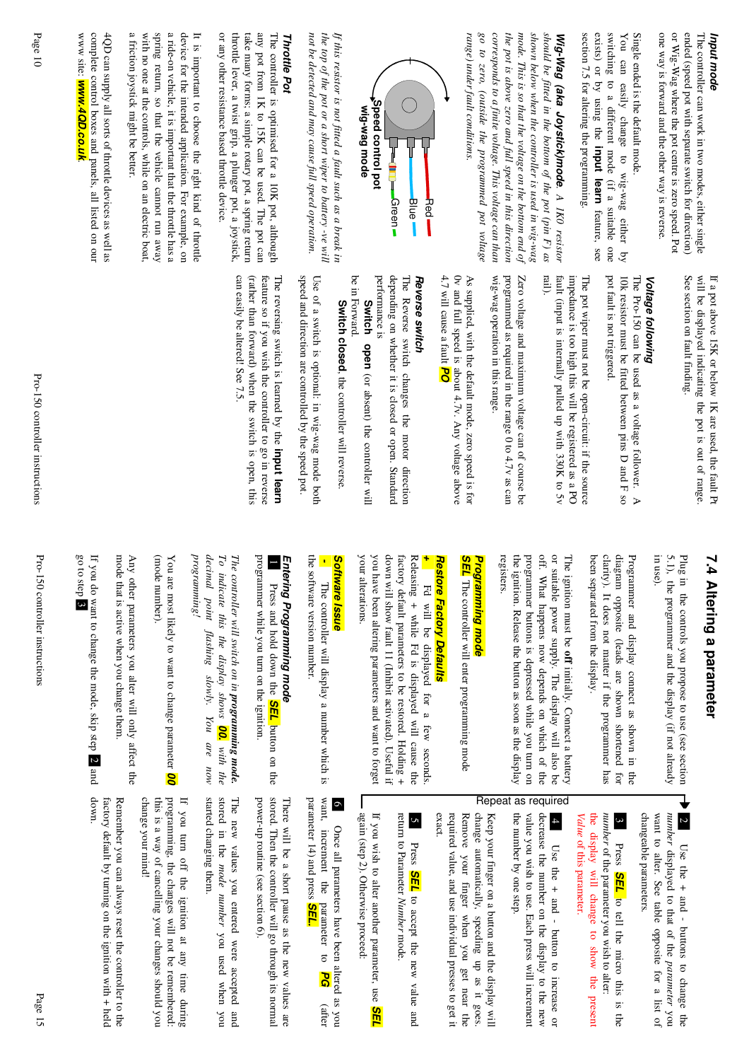### Input mode

The controller can work in two modes, either single ended (speed pot with separate switch for direction) or Wig-Wag where the pot centre is zero speed. Pot one way is forward and the other way is reverse.

Single ended is the default mode.

You can easily change to wig-wag either by switching to a different mode (if a suitable one exists) or by using the **input learn** feature, see section 7.5 for altering the programming.

**Wig-Wag (aka Joystick)mode** *A 1K0 resistor should be fitted in the bottom of the pot (pin F) as shown below when the controller is used in wig-wag mode. This is so that the voltage on the bottom end of the pot is above zero and full speed in this direction corresponds to a finite voltage. This voltage can than go to zero, (outside the programmed pot voltage range) under fault conditions.*

Red
Blue
Green
Speed control pot
wig-wag mode

*If this resistor is not fitted a fault such as a break in the top of the pot or a short wiper to battery -ve will not be detected and may cause full speed operation.*

### Throttle Pot

The controller is optimised for a 10K pot, although any pot from 1K to 15K can be used. The pot can take many forms: a simple rotary pot, a spring return throttle lever, a twist grip, a plunger pot, a joystick, or any other resistance based throttle device.

It is important to choose the right kind of throttle device for the intended application. For example, on a ride-on vehicle, it is important that the throttle has a spring return, so that the vehicle cannot run away with no one at the controls, while on an electric boat, a friction joystick might be better.

4QD can supply all sorts of throttle devices as well as complete control boxes and panels, all listed on our www site: ***www.4QD.co.uk***

If a pot above 15K or below 1K are used, the fault Pt will be displayed indicating the pot is out of range. See section on fault finding.

### Voltage following

The Pro-150 can be used as a voltage follower. A 10k resistor must be fitted between pins D and F so pot fault is not triggered.

The pot wiper must not be open-circuit: if the source impedance is too high this will be registered as a PO fault (input is internally pulled up with 330K to 5v rail).

Zero voltage and maximum voltage can of course be programmed as required in the range 0 to 4.7v as can wig-wag operation in this range.

As supplied, with the default mode, zero speed is for 0v and full speed is about 4.7v. Any voltage above 4.7 will cause a fault **PO**

### Reverse switch

The Reverse switch changes the motor direction depending on whether it is closed or open. Standard performance is

**Switch open** (or absent) the controller will be in Forward.

**Switch closed**, the controller will reverse.

Use of a switch is optional: in wig-wag mode both speed and direction are controlled by the speed pot.

The reversing switch is learned by the **input learn** feature so if you wish the controller to go in reverse (rather than forward) when the switch is open, this can easily be altered! See 7.5.

## 7.4 Altering a parameter

Plug in the controls you propose to use (see section 5.1), the programmer and the display (if not already in use).

Programmer and display connect as shown in the diagram opposite (leads are shown shortened for clarity). It does not matter if the programmer has been separated from the display.

The ignition must be **off** initially. Connect a battery or suitable power supply. The display will also be off. What happens now depends on which of the programmer buttons is depressed while you turn on the ignition. Release the button as soon as the display registers.

### Programming mode

**SEL** The controller will enter programming mode

### Restore Factory Defaults

**+** Fd will be displayed for a few seconds. Releasing + while Fd is displayed will cause the factory default parameters to be restored. Holding + down will show fault 11 (Inhibit activated). Useful if you have been altering parameters and want to forget your alterations.

### Software Issue

**-** The controller will display a number which is the software version number.

### Entering Programming mode

**1** Press and hold down the **SEL** button on the programmer while you turn on the ignition.

*The controller will switch on in **programming mode**. To indicate this the display shows **00.** with the decimal point flashing slowly. You are now programming!*

You are most likely to want to change parameter **00** (mode number).

Any other parameters you alter will only affect the mode that is active when you change them.

If you do want to change the mode, skip step **2** and go to step **3**

**2** Use the + and - buttons to change the *number* displayed to that of the *parameter* you want to alter. See table opposite for a list of changeable parameters.

**3** Press **SEL** to tell the micro this is the *number* of the parameter you wish to alter. the display will change to show the present *Value* of this parameter.

**4** Use the + and - button to increase or decrease the number on the display to the new value you wish to use. Each press will increment the number by one step.

Keep your finger on a button and the display will change automatically, speeding up as it goes. Remove your finger when you get near the required value, and use individual presses to get it exact.

**5** Press **SEL** to accept the new value and return to Parameter *Number* mode.

Repeat as required

If you wish to alter another parameter, use **SEL** again (step 2). Otherwise proceed:

**6** Once all parameters have been altered as you want, increment the parameter to **PG** (after parameter 14) and press **SEL**.

There will be a short pause as the new values are stored. Then the controller will go through its normal power-up routine (see section 6).

The new values you entered were accepted and stored in the *mode number* you used when you started changing them.

If you turn off the ignition at any time during programming, the changes will not be remembered: this is a way of cancelling your changes should you change your mind!

Remember you can always reset the controller to the factory default by turning on the ignition with + held down.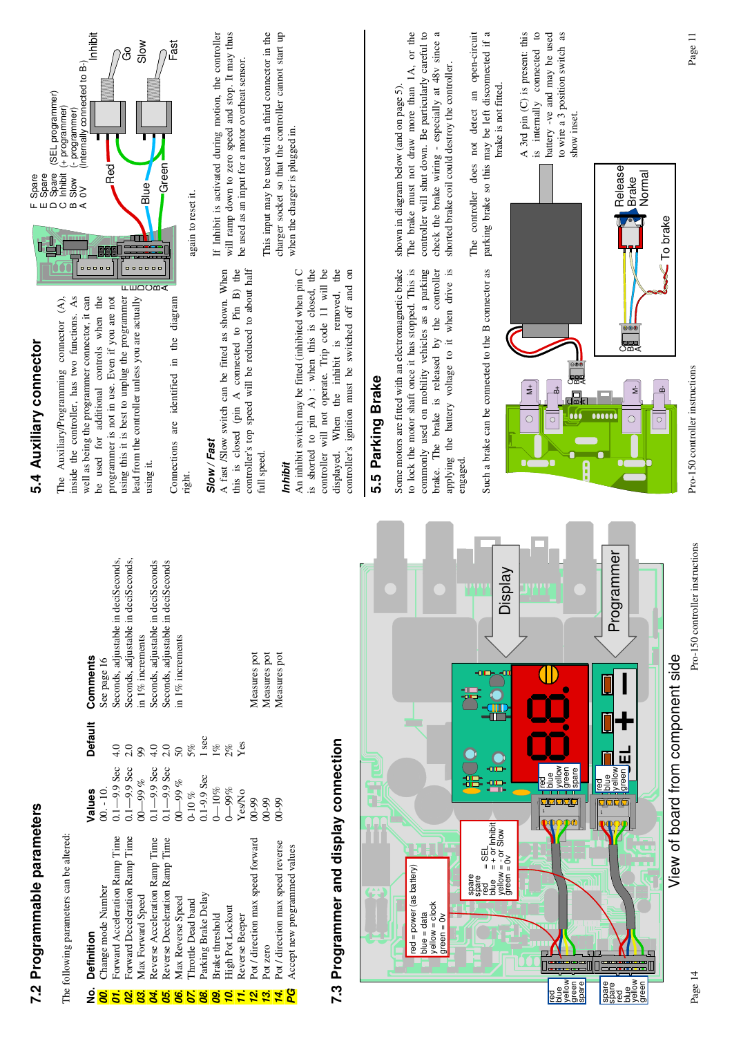## 7.2 Programmable parameters

The following parameters can be altered:

| No. | Definition | Values | Default | Comments |
|---|---|---|---|---|
| 00. | Change mode Number | 00. - 10. | | See page 16 |
| 01. | Forward Acceleration Ramp Time | 0.1—9.9 Sec | 4.0 | Seconds, adjustable in deciSeconds, |
| 02. | Forward Deceleration Ramp Time | 0.1—9.9 Sec | 2.0 | Seconds, adjustable in deciSeconds, |
| 03. | Max Forward Speed | 00—99 % | 99 | in 1% increments |
| 04. | Reverse Acceleration Ramp Time | 0.1—9.9 Sec | 4.0 | Seconds, adjustable in deciSeconds |
| 05. | Reverse Deceleration Ramp Time | 0.1—9.9 Sec | 2.0 | Seconds, adjustable in deciSeconds |
| 06. | Max Reverse Speed | 00—99 % | 50 | in 1% increments |
| 07. | Throttle Dead band | 0-10 % | 5% | |
| 08. | Parking Brake Delay | 0.1-9.9 Sec | 1 sec | |
| 09. | Brake threshold | 0—10% | 1% | |
| 10. | High Pot Lockout | 0—99% | 2% | |
| 11. | Reverse Beeper | Yes/No | Yes | |
| 12. | Pot / direction max speed forward | 00-99 | | Measures pot |
| 13. | Pot zero | 00-99 | | Measures pot |
| 14. | Pot / direction max speed reverse | 00-99 | | Measures pot |
| PG | Accept new programmed values | | | |

## 7.3 Programmer and display connection

red = power (as battery)
blue = data
yellow = clock
green = 0v

spare
spare
red = SEL
blue = - or Inhibit
yellow = - or Slow
green = 0v

View of board from component side

## 5.4 Auxiliary connector

The Auxiliary/Programming connector (A), inside the controller, has two functions. As well as being the programmer connector, it can be used for additional controls when the programmer is not in use. Even if you are not using this it is best to unplug the programmer lead from the controller unless you are actually using it.

Connections are identified in the diagram right.

F Spare
E Spare
D Spare (SEL programmer)
C Inhibit (+ programmer)
B Slow (- programmer)
A 0V (Internally connected to B-)

### *Slow / Fast*

A fast /Slow switch can be fitted as shown. When this is closed (pin A connected to Pin B) the controller's top speed will be reduced to about half full speed.

### *Inhibit*

An inhibit switch may be fitted (inhibited when pin C is shorted to pin A) : when this is closed, the controller will not operate. Trip code 11 will be displayed. When the inhibit is removed, the controller's ignition must be switched off and on again to reset it.

If Inhibit is activated during motion, the controller will ramp down to zero speed and stop. It may thus be used as an input for a motor overheat sensor.

This input may be used with a third connector in the charger socket so that the controller cannot start up when the charger is plugged in.

## 5.5 Parking Brake

Some motors are fitted with an electromagnetic brake to lock the motor shaft once it has stopped. This is commonly used on mobility vehicles as a parking brake. The brake is released by the controller applying the battery voltage to it when drive is engaged.

Such a brake can be connected to the B connector as shown in diagram below (and on page 5).

The brake must not draw more than 1A, or the controller will shut down. Be particularly careful to check the brake wiring - especially at 48v since a shorted brake coil could destroy the controller.

The controller does not detect an open-circuit parking brake so this may be left disconnected if a brake is not fitted.

A 3rd pin (C) is present: this is internally connected to battery -ve and may be used to wire a 3 position switch as show inset.

Release
Brake
Normal

To brake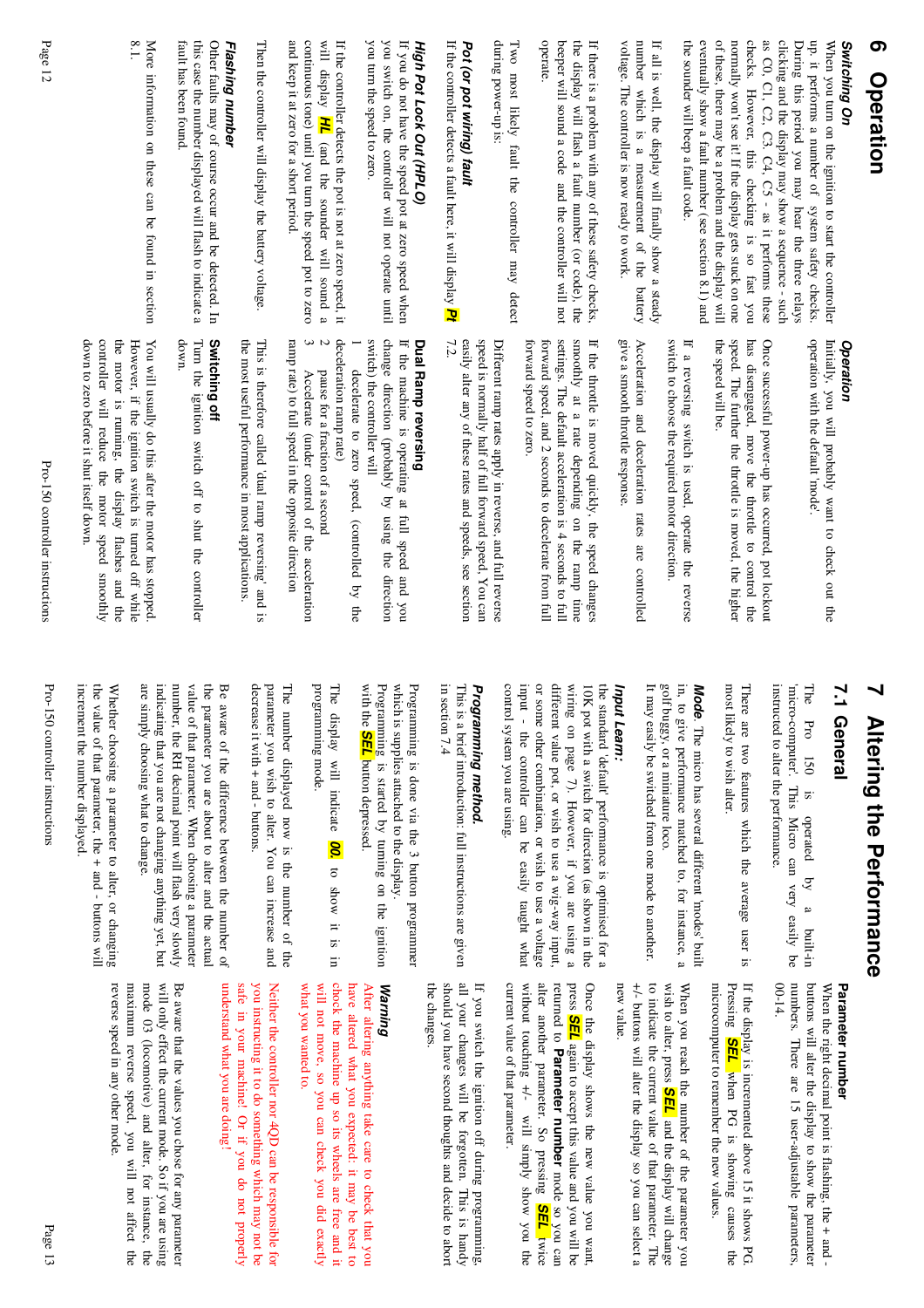# 6 Operation

### *Switching On*

When you turn on the ignition to start the controller up, it performs a number of system safety checks. During this period you may hear the three relays clicking and the display may show a sequence - such as C0, C1, C2, C3, C4, C5 - as it performs these checks. However, this checking is so fast you normally won't see it! If the display gets stuck on one of these, there may be a problem and the display will eventually show a fault number (see section 8.1) and the sounder will beep a fault code.

If all is well, the display will finally show a steady number which is a measurement of the battery voltage. The controller is now ready to work.

If there is a problem with any of these safety checks, the display will flash a fault number (or code), the beeper will sound a code and the controller will not operate.

Two most likely fault the controller may detect during power-up is:

### *Pot (or pot wiring) fault*

If the controller detects a fault here, it will display **Pt**

### *High Pot Lock Out (HPLO)*

If you do not have the speed pot at zero speed when you switch on, the controller will not operate until you turn the speed to zero.

If the controller detects the pot is not at zero speed, it will display **HL** (and the sounder will sound a continuous tone) until you turn the speed pot to zero and keep it at zero for a short period.

Then the controller will display the battery voltage.

### *Flashing number*

Other faults may of course occur and be detected. In this case the number displayed will flash to indicate a fault has been found.

More information on these can be found in section 8.1.

### *Operation*

Initially, you will probably want to check out the operation with the default 'mode'.

Once successful power-up has occurred, pot lockout has disengaged, move the throttle to control the speed. The further the throttle is moved, the higher the speed will be.

If a reversing switch is used, operate the reverse switch to choose the required motor direction.

Acceleration and deceleration rates are controlled give a smooth throttle response.

If the throttle is moved quickly, the speed changes smoothly at a rate depending on the ramp time settings. The default acceleration is 4 seconds to full forward speed, and 2 seconds to decelerate from full forward speed to zero.

Different ramp rates apply in reverse, and full reverse speed is normally half of full forward speed. You can easily alter any of these rates and speeds, see section 7.2.

### Dual Ramp reversing

If the machine is operating at full speed and you change direction (probably by using the direction switch) the controller will

1. decelerate to zero speed, (controlled by the deceleration ramp rate)
2. pause for a fraction of a second
3. Accelerate (under control of the acceleration ramp rate) to full speed in the opposite direction

This is therefore called 'dual ramp reversing' and is the most useful performance in most applications.

### Switching off

Turn the ignition switch off to shut the controller down.

You will usually do this after the motor has stopped. However, if the ignition switch is turned off while the motor is running, the display flashes and the controller will reduce the motor speed smoothly down to zero before it shut itself down.

# 7 Altering the Performance

## 7.1 General

The Pro 150 is operated by a built-in 'micro-computer'. This Micro can very easily be instructed to alter the performance.

There are two features which the average user is most likely to wish alter.

***Mode*** The micro has several different 'modes' built in, to give performance matched to, for instance, a golf buggy, or a miniature loco.

It may easily be switched from one mode to another.

### *Input Learn:*

the standard 'default' performance is optimised for a 10K pot with a switch for direction (as shown in the wiring on page 7). However, if you are using a different value pot, or wish to use a wig-way input, or some other combination, or wish to use a voltage input - the controller can be easily taught what control system you are using.

### *Programming method.*

This is a brief introduction: full instructions are given in section 7.4

Programming is done via the 3 button programmer which is supplies attached to the display.

Programming is started by turning on the ignition with the **SEL** button depressed.

The display will indicate **00.** to show it is in programming mode.

The number displayed now is the number of the parameter you wish to alter. You can increase and decrease it with + and - buttons.

Be aware of the difference between the number of the parameter you are about to alter and the actual value of that parameter. When choosing a parameter number, the RH decimal point will flash very slowly indicating that you are not changing anything yet, but are simply choosing what to change.

Whether choosing a parameter to alter, or changing the value of that parameter, the + and - buttons will increment the number displayed.

### *Parameter number*

When the right decimal point is flashing, the + and - buttons will alter the display to show the parameter numbers. There are 15 user-adjustable parameters, 00-14.

If the display is incremented above 15 it shows PG. Pressing **SEL** when PG is showing causes the microcomputer to remember the new values.

When you reach the number of the parameter you wish to alter, press **SEL** and the display will change to indicate the current value of that parameter. The +/- buttons will alter the display so you can select a new value.

Once the display shows the new value you want, press **SEL** again to accept this value and you will be returned to **Parameter number** mode so you can alter another parameter. So pressing **SEL** twice without touching +/- will simply show you the current value of that parameter.

If you switch the ignition off during programming, all your changes will be forgotten. This is handy should you have second thoughts and decide to abort the changes.

### *Warning*

After altering anything take care to check that you have altered what you expected: it may be best to check the machine up so its wheels are free and it will not move, so you can check you did exactly what you wanted to.

Neither the controller nor 4QD can be responsible for you instructing it to do something which may not be safe in your machine! Or if you do not properly understand what you are doing!

Be aware that the values you chose for any parameter will only effect the current mode. So if you are using mode 03 (locomotive) and alter, for instance, the maximum reverse speed, you will not affect the reverse speed in any other mode.